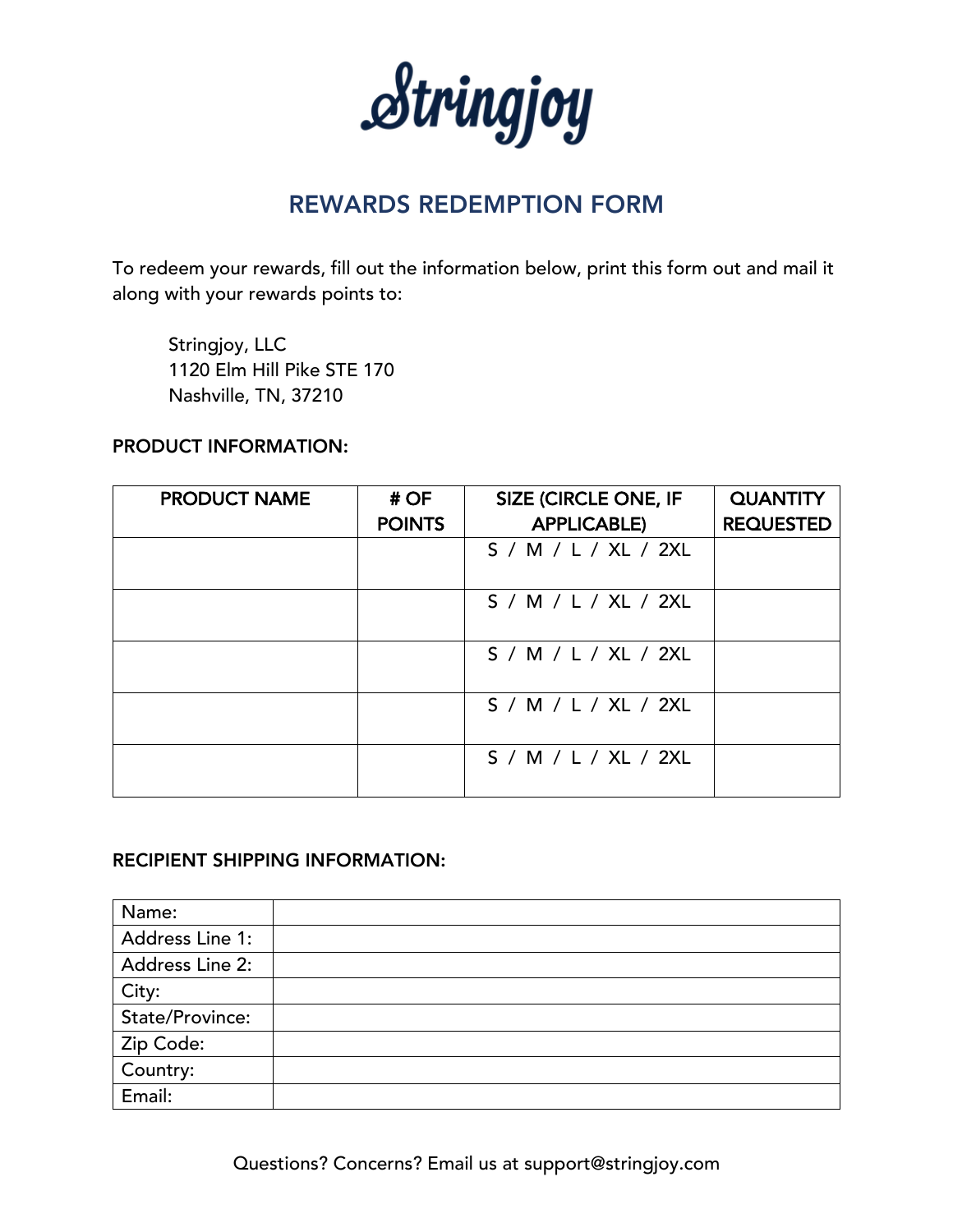# Stringjoy

## REWARDS REDEMPTION FORM

To redeem your rewards, fill out the information below, print this form out and mail it along with your rewards points to:

Stringjoy, LLC
1120 Elm Hill Pike STE 170
Nashville, TN, 37210

**PRODUCT INFORMATION:**

| PRODUCT NAME | # OF POINTS | SIZE (CIRCLE ONE, IF APPLICABLE) | QUANTITY REQUESTED |
|---|---|---|---|
| | | S / M / L / XL / 2XL | |
| | | S / M / L / XL / 2XL | |
| | | S / M / L / XL / 2XL | |
| | | S / M / L / XL / 2XL | |
| | | S / M / L / XL / 2XL | |

**RECIPIENT SHIPPING INFORMATION:**

| | |
|---|---|
| Name: | |
| Address Line 1: | |
| Address Line 2: | |
| City: | |
| State/Province: | |
| Zip Code: | |
| Country: | |
| Email: | |

Questions? Concerns? Email us at support@stringjoy.com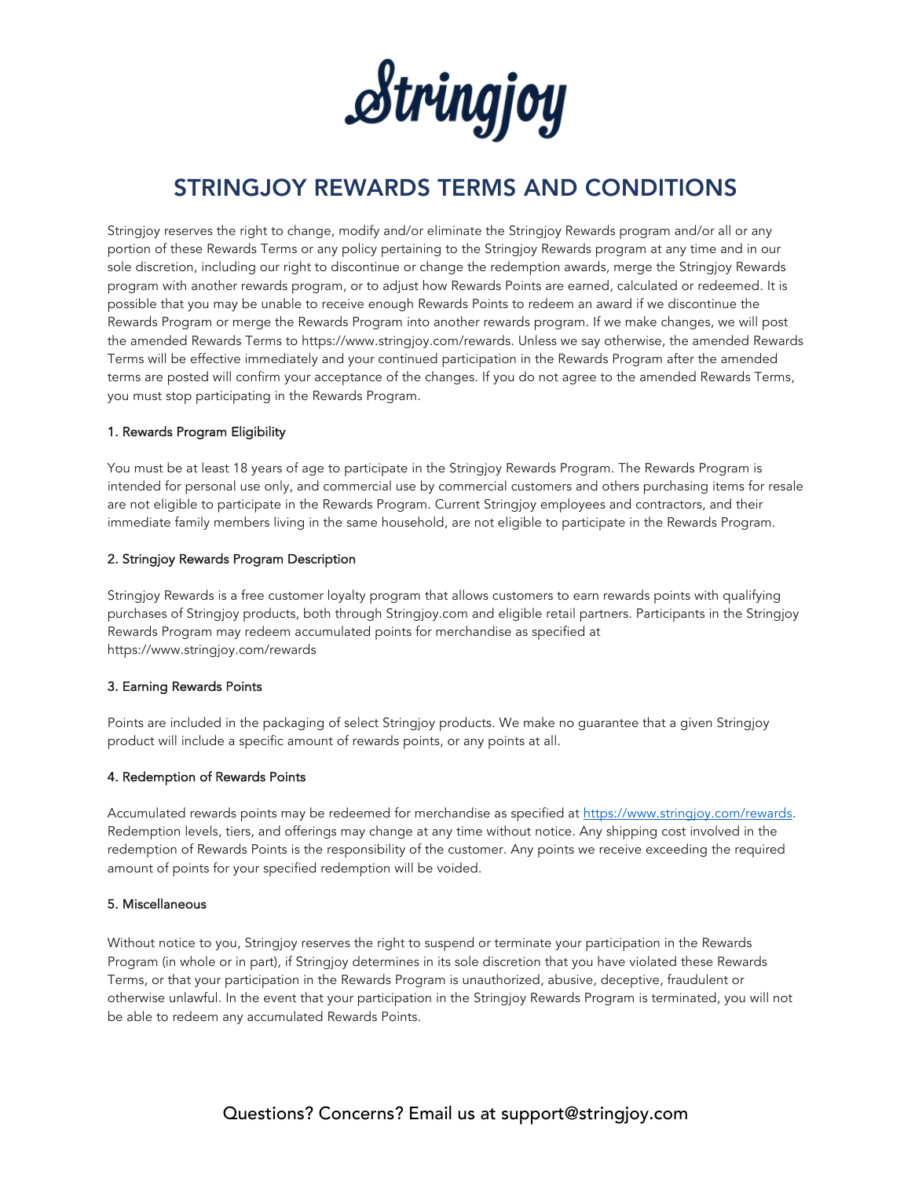Stringjoy

# STRINGJOY REWARDS TERMS AND CONDITIONS

Stringjoy reserves the right to change, modify and/or eliminate the Stringjoy Rewards program and/or all or any portion of these Rewards Terms or any policy pertaining to the Stringjoy Rewards program at any time and in our sole discretion, including our right to discontinue or change the redemption awards, merge the Stringjoy Rewards program with another rewards program, or to adjust how Rewards Points are earned, calculated or redeemed. It is possible that you may be unable to receive enough Rewards Points to redeem an award if we discontinue the Rewards Program or merge the Rewards Program into another rewards program. If we make changes, we will post the amended Rewards Terms to https://www.stringjoy.com/rewards. Unless we say otherwise, the amended Rewards Terms will be effective immediately and your continued participation in the Rewards Program after the amended terms are posted will confirm your acceptance of the changes. If you do not agree to the amended Rewards Terms, you must stop participating in the Rewards Program.

## 1. Rewards Program Eligibility

You must be at least 18 years of age to participate in the Stringjoy Rewards Program. The Rewards Program is intended for personal use only, and commercial use by commercial customers and others purchasing items for resale are not eligible to participate in the Rewards Program. Current Stringjoy employees and contractors, and their immediate family members living in the same household, are not eligible to participate in the Rewards Program.

## 2. Stringjoy Rewards Program Description

Stringjoy Rewards is a free customer loyalty program that allows customers to earn rewards points with qualifying purchases of Stringjoy products, both through Stringjoy.com and eligible retail partners. Participants in the Stringjoy Rewards Program may redeem accumulated points for merchandise as specified at https://www.stringjoy.com/rewards

## 3. Earning Rewards Points

Points are included in the packaging of select Stringjoy products. We make no guarantee that a given Stringjoy product will include a specific amount of rewards points, or any points at all.

## 4. Redemption of Rewards Points

Accumulated rewards points may be redeemed for merchandise as specified at https://www.stringjoy.com/rewards. Redemption levels, tiers, and offerings may change at any time without notice. Any shipping cost involved in the redemption of Rewards Points is the responsibility of the customer. Any points we receive exceeding the required amount of points for your specified redemption will be voided.

## 5. Miscellaneous

Without notice to you, Stringjoy reserves the right to suspend or terminate your participation in the Rewards Program (in whole or in part), if Stringjoy determines in its sole discretion that you have violated these Rewards Terms, or that your participation in the Rewards Program is unauthorized, abusive, deceptive, fraudulent or otherwise unlawful. In the event that your participation in the Stringjoy Rewards Program is terminated, you will not be able to redeem any accumulated Rewards Points.

Questions? Concerns? Email us at support@stringjoy.com